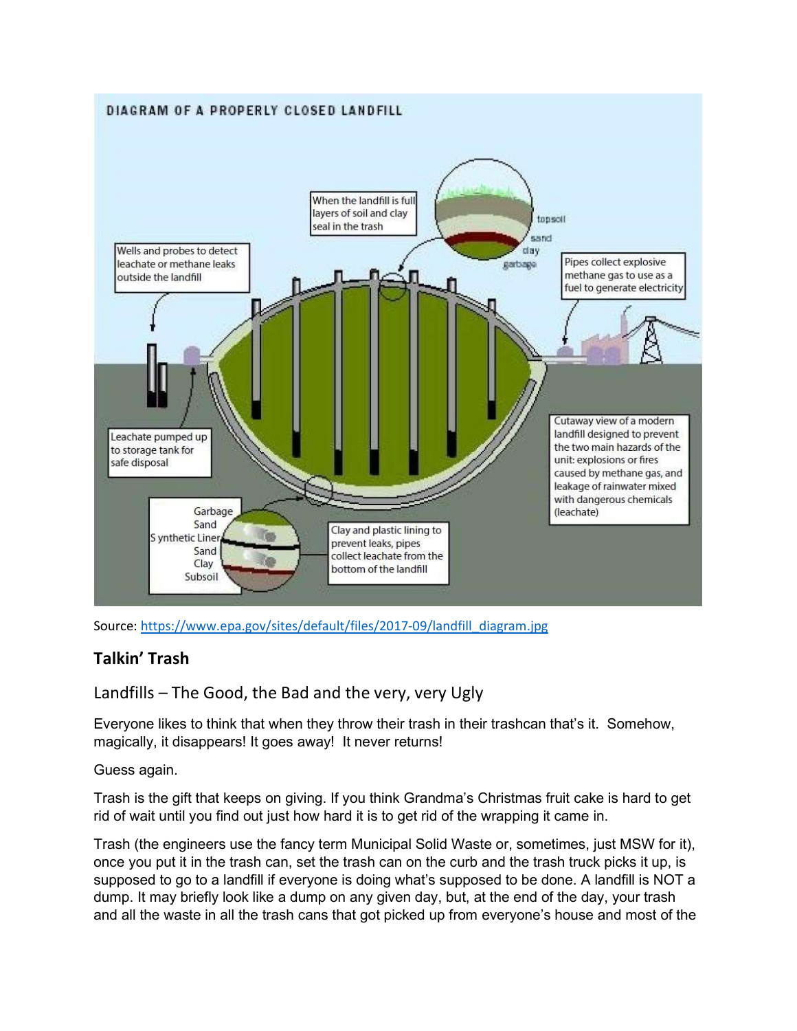DIAGRAM OF A PROPERLY CLOSED LANDFILL

When the landfill is full layers of soil and clay seal in the trash

topsoil
sand
clay
garbage

Wells and probes to detect leachate or methane leaks outside the landfill

Pipes collect explosive methane gas to use as a fuel to generate electricity

Leachate pumped up to storage tank for safe disposal

Cutaway view of a modern landfill designed to prevent the two main hazards of the unit: explosions or fires caused by methane gas, and leakage of rainwater mixed with dangerous chemicals (leachate)

Garbage
Sand
Synthetic Liner
Sand
Clay
Subsoil

Clay and plastic lining to prevent leaks, pipes collect leachate from the bottom of the landfill

Source: https://www.epa.gov/sites/default/files/2017-09/landfill_diagram.jpg

## Talkin' Trash

### Landfills – The Good, the Bad and the very, very Ugly

Everyone likes to think that when they throw their trash in their trashcan that's it. Somehow, magically, it disappears! It goes away! It never returns!

Guess again.

Trash is the gift that keeps on giving. If you think Grandma's Christmas fruit cake is hard to get rid of wait until you find out just how hard it is to get rid of the wrapping it came in.

Trash (the engineers use the fancy term Municipal Solid Waste or, sometimes, just MSW for it), once you put it in the trash can, set the trash can on the curb and the trash truck picks it up, is supposed to go to a landfill if everyone is doing what's supposed to be done. A landfill is NOT a dump. It may briefly look like a dump on any given day, but, at the end of the day, your trash and all the waste in all the trash cans that got picked up from everyone's house and most of the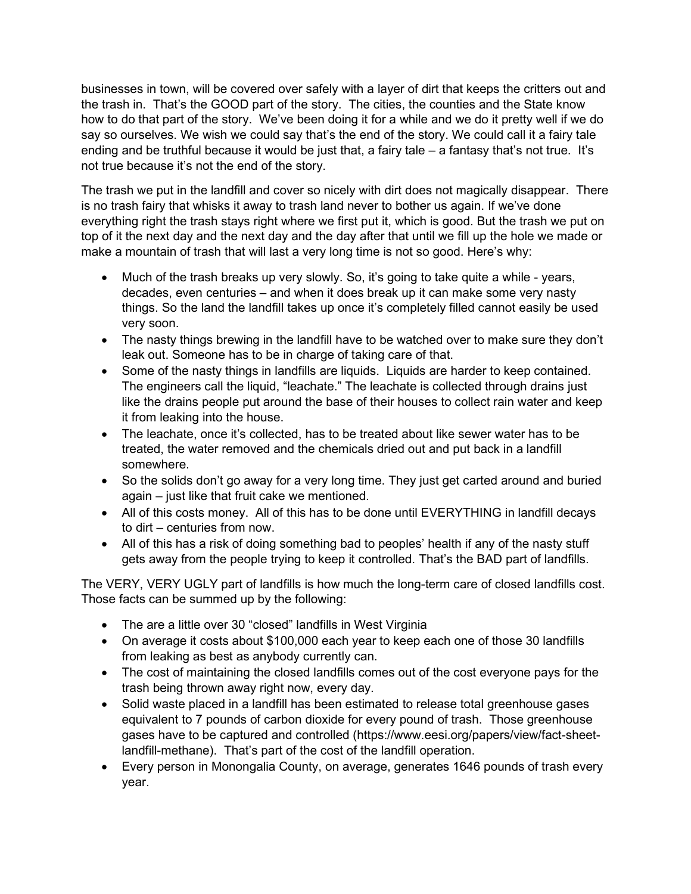businesses in town, will be covered over safely with a layer of dirt that keeps the critters out and the trash in. That's the GOOD part of the story. The cities, the counties and the State know how to do that part of the story. We've been doing it for a while and we do it pretty well if we do say so ourselves. We wish we could say that's the end of the story. We could call it a fairy tale ending and be truthful because it would be just that, a fairy tale – a fantasy that's not true. It's not true because it's not the end of the story.

The trash we put in the landfill and cover so nicely with dirt does not magically disappear. There is no trash fairy that whisks it away to trash land never to bother us again. If we've done everything right the trash stays right where we first put it, which is good. But the trash we put on top of it the next day and the next day and the day after that until we fill up the hole we made or make a mountain of trash that will last a very long time is not so good. Here's why:

- Much of the trash breaks up very slowly. So, it's going to take quite a while - years, decades, even centuries – and when it does break up it can make some very nasty things. So the land the landfill takes up once it's completely filled cannot easily be used very soon.
- The nasty things brewing in the landfill have to be watched over to make sure they don't leak out. Someone has to be in charge of taking care of that.
- Some of the nasty things in landfills are liquids. Liquids are harder to keep contained. The engineers call the liquid, "leachate." The leachate is collected through drains just like the drains people put around the base of their houses to collect rain water and keep it from leaking into the house.
- The leachate, once it's collected, has to be treated about like sewer water has to be treated, the water removed and the chemicals dried out and put back in a landfill somewhere.
- So the solids don't go away for a very long time. They just get carted around and buried again – just like that fruit cake we mentioned.
- All of this costs money. All of this has to be done until EVERYTHING in landfill decays to dirt – centuries from now.
- All of this has a risk of doing something bad to peoples' health if any of the nasty stuff gets away from the people trying to keep it controlled. That's the BAD part of landfills.

The VERY, VERY UGLY part of landfills is how much the long-term care of closed landfills cost. Those facts can be summed up by the following:

- The are a little over 30 "closed" landfills in West Virginia
- On average it costs about $100,000 each year to keep each one of those 30 landfills from leaking as best as anybody currently can.
- The cost of maintaining the closed landfills comes out of the cost everyone pays for the trash being thrown away right now, every day.
- Solid waste placed in a landfill has been estimated to release total greenhouse gases equivalent to 7 pounds of carbon dioxide for every pound of trash. Those greenhouse gases have to be captured and controlled (https://www.eesi.org/papers/view/fact-sheet-landfill-methane). That's part of the cost of the landfill operation.
- Every person in Monongalia County, on average, generates 1646 pounds of trash every year.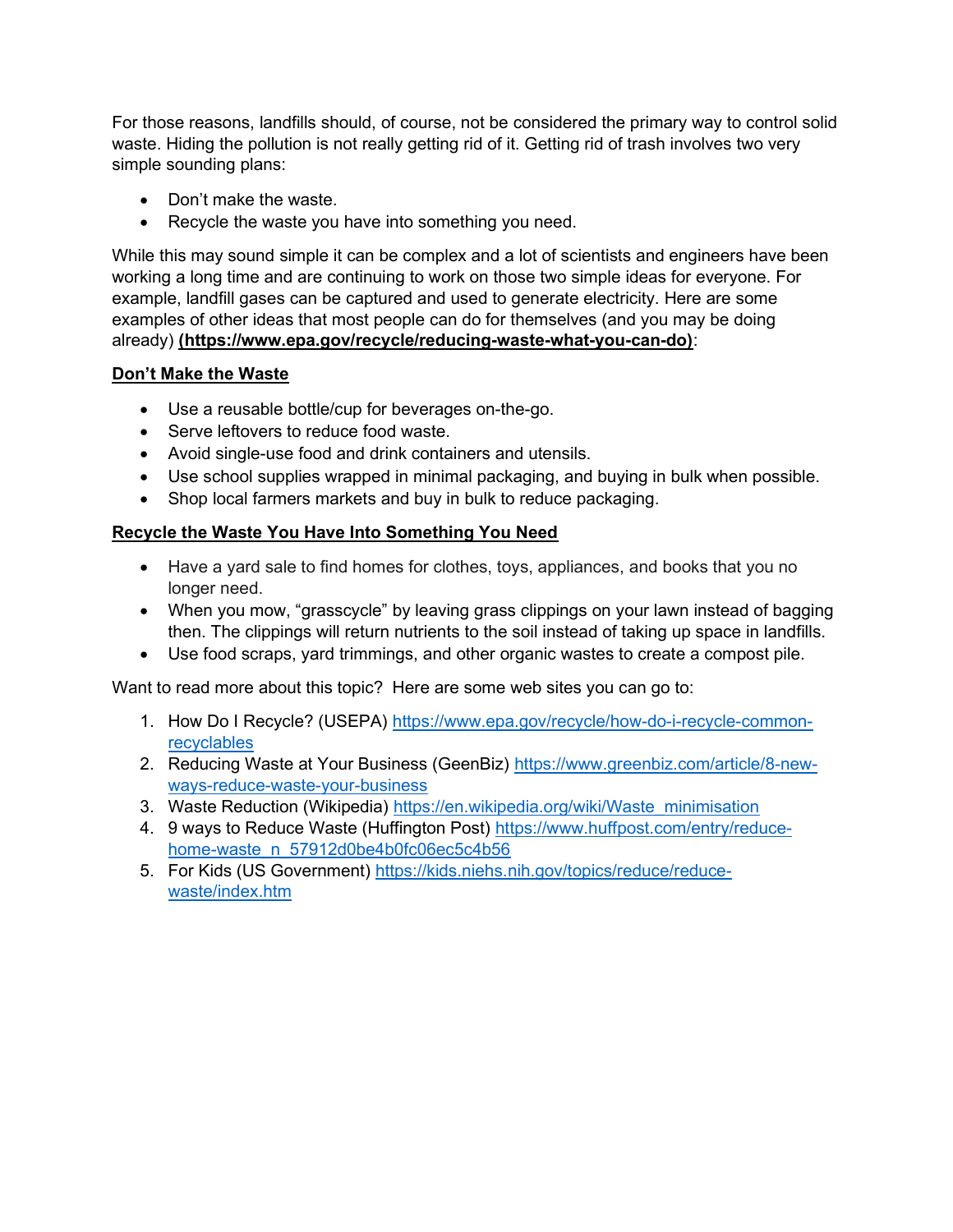For those reasons, landfills should, of course, not be considered the primary way to control solid waste. Hiding the pollution is not really getting rid of it. Getting rid of trash involves two very simple sounding plans:

- Don't make the waste.
- Recycle the waste you have into something you need.

While this may sound simple it can be complex and a lot of scientists and engineers have been working a long time and are continuing to work on those two simple ideas for everyone. For example, landfill gases can be captured and used to generate electricity. Here are some examples of other ideas that most people can do for themselves (and you may be doing already) **(https://www.epa.gov/recycle/reducing-waste-what-you-can-do)**:

**Don't Make the Waste**

- Use a reusable bottle/cup for beverages on-the-go.
- Serve leftovers to reduce food waste.
- Avoid single-use food and drink containers and utensils.
- Use school supplies wrapped in minimal packaging, and buying in bulk when possible.
- Shop local farmers markets and buy in bulk to reduce packaging.

**Recycle the Waste You Have Into Something You Need**

- Have a yard sale to find homes for clothes, toys, appliances, and books that you no longer need.
- When you mow, "grasscycle" by leaving grass clippings on your lawn instead of bagging then. The clippings will return nutrients to the soil instead of taking up space in landfills.
- Use food scraps, yard trimmings, and other organic wastes to create a compost pile.

Want to read more about this topic? Here are some web sites you can go to:

1. How Do I Recycle? (USEPA) https://www.epa.gov/recycle/how-do-i-recycle-common-recyclables
2. Reducing Waste at Your Business (GeenBiz) https://www.greenbiz.com/article/8-new-ways-reduce-waste-your-business
3. Waste Reduction (Wikipedia) https://en.wikipedia.org/wiki/Waste_minimisation
4. 9 ways to Reduce Waste (Huffington Post) https://www.huffpost.com/entry/reduce-home-waste_n_57912d0be4b0fc06ec5c4b56
5. For Kids (US Government) https://kids.niehs.nih.gov/topics/reduce/reduce-waste/index.htm